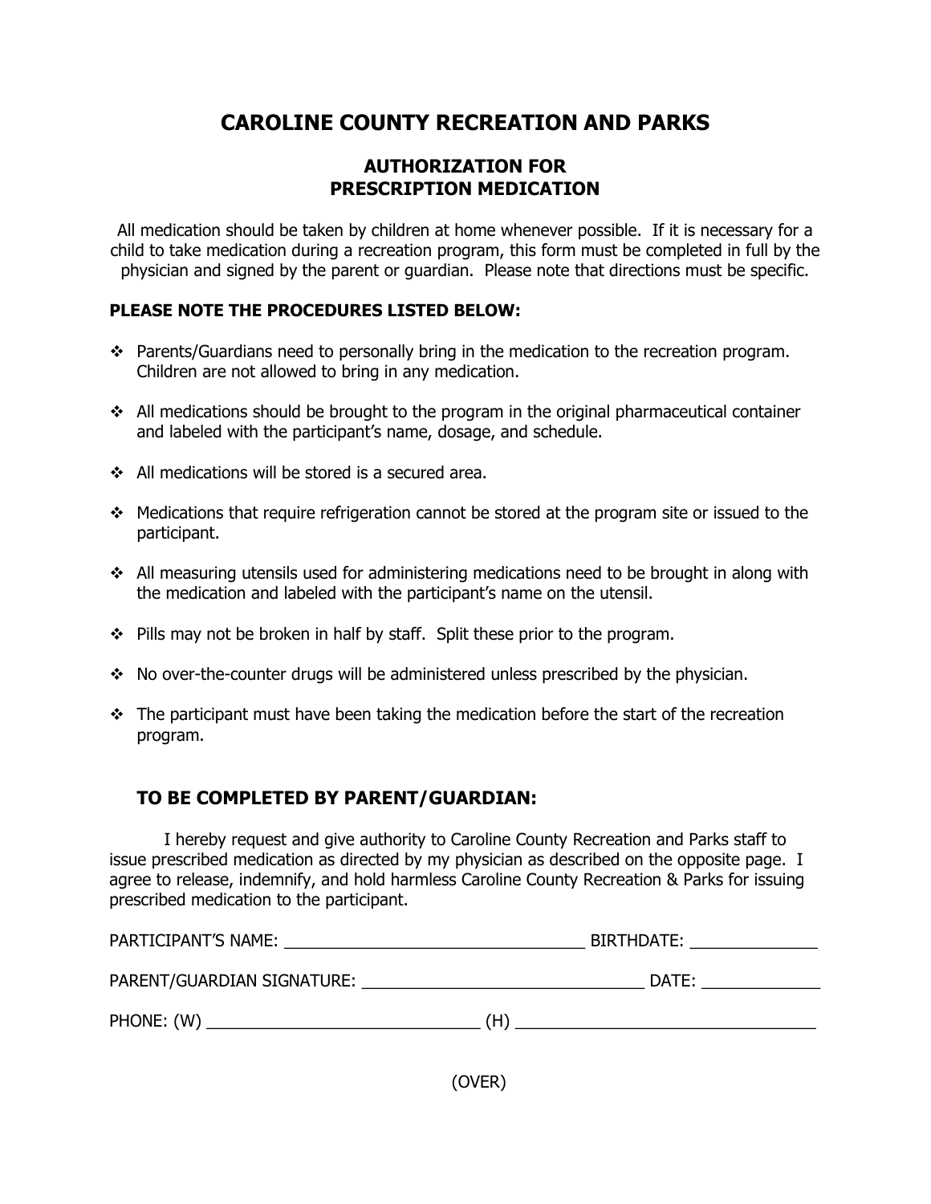# CAROLINE COUNTY RECREATION AND PARKS

## AUTHORIZATION FOR PRESCRIPTION MEDICATION

All medication should be taken by children at home whenever possible. If it is necessary for a child to take medication during a recreation program, this form must be completed in full by the physician and signed by the parent or guardian. Please note that directions must be specific.

**PLEASE NOTE THE PROCEDURES LISTED BELOW:**

- Parents/Guardians need to personally bring in the medication to the recreation program. Children are not allowed to bring in any medication.
- All medications should be brought to the program in the original pharmaceutical container and labeled with the participant's name, dosage, and schedule.
- All medications will be stored is a secured area.
- Medications that require refrigeration cannot be stored at the program site or issued to the participant.
- All measuring utensils used for administering medications need to be brought in along with the medication and labeled with the participant's name on the utensil.
- Pills may not be broken in half by staff. Split these prior to the program.
- No over-the-counter drugs will be administered unless prescribed by the physician.
- The participant must have been taking the medication before the start of the recreation program.

### TO BE COMPLETED BY PARENT/GUARDIAN:

I hereby request and give authority to Caroline County Recreation and Parks staff to issue prescribed medication as directed by my physician as described on the opposite page. I agree to release, indemnify, and hold harmless Caroline County Recreation & Parks for issuing prescribed medication to the participant.

PARTICIPANT'S NAME: __________________________________ BIRTHDATE: ______________

PARENT/GUARDIAN SIGNATURE: ________________________________ DATE: _____________

PHONE: (W) ______________________________ (H) _________________________________

(OVER)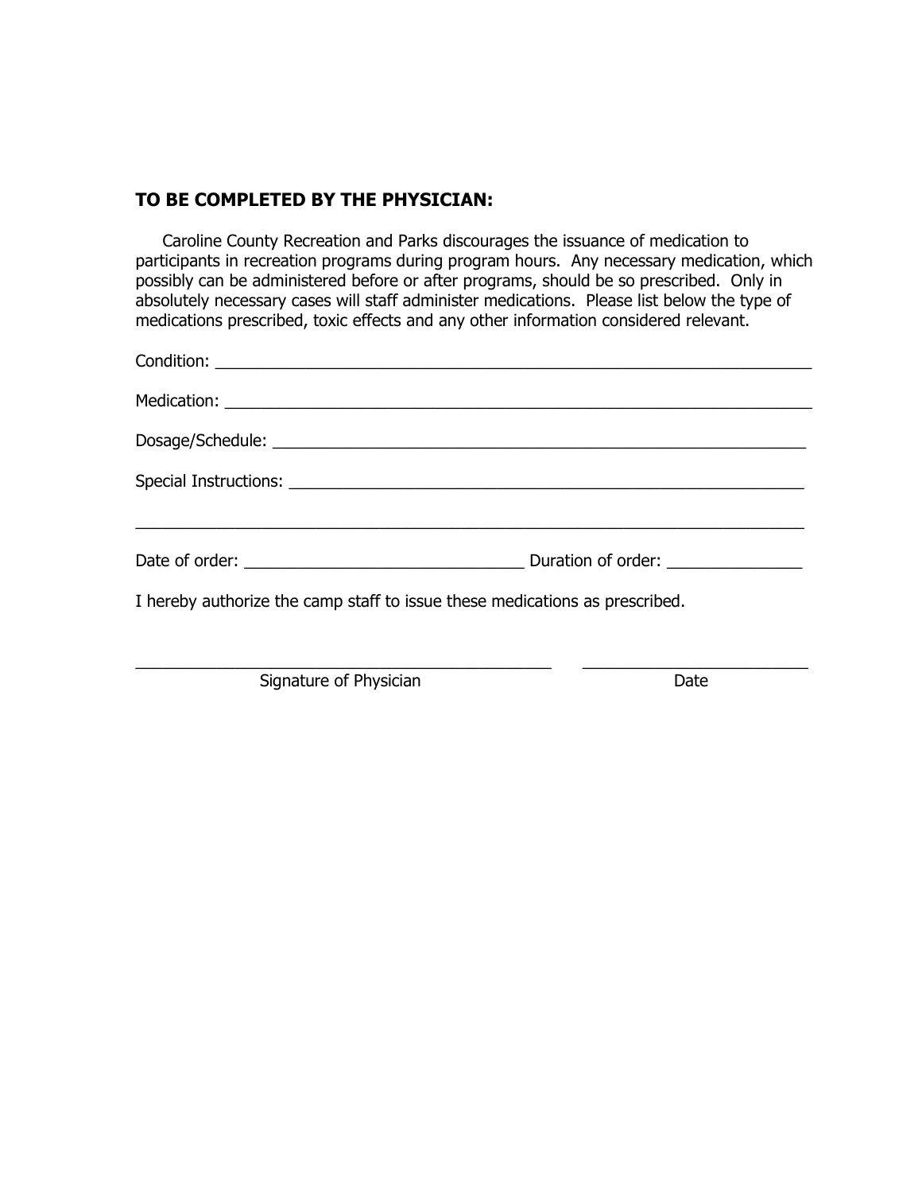### TO BE COMPLETED BY THE PHYSICIAN:

Caroline County Recreation and Parks discourages the issuance of medication to participants in recreation programs during program hours. Any necessary medication, which possibly can be administered before or after programs, should be so prescribed. Only in absolutely necessary cases will staff administer medications. Please list below the type of medications prescribed, toxic effects and any other information considered relevant.

Condition: ____________________________________________________________________

Medication: ___________________________________________________________________

Dosage/Schedule: ______________________________________________________________

Special Instructions: ____________________________________________________________

_____________________________________________________________________________

Date of order: ________________________________ Duration of order: _______________

I hereby authorize the camp staff to issue these medications as prescribed.

_______________________________________________ _________________________

Signature of Physician Date